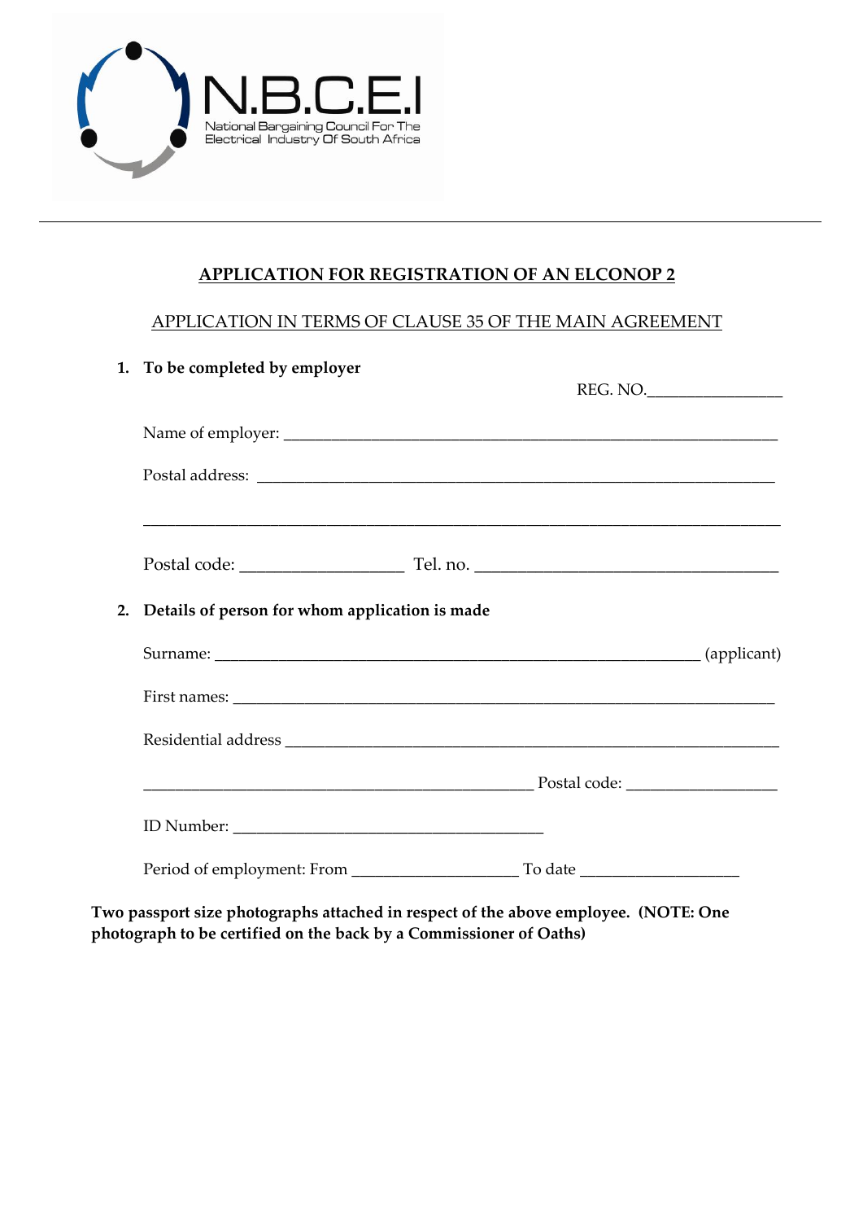N.B.C.E.I

National Bargaining Council For The Electrical Industry Of South Africa

---

## APPLICATION FOR REGISTRATION OF AN ELCONOP 2

APPLICATION IN TERMS OF CLAUSE 35 OF THE MAIN AGREEMENT

1. **To be completed by employer**

REG. NO.________________

Name of employer: ______________________________________________________________

Postal address: ________________________________________________________________

______________________________________________________________________________

Postal code: ___________________ Tel. no. ___________________________________

2. **Details of person for whom application is made**

Surname: _________________________________________________________ (applicant)

First names: ____________________________________________________________________

Residential address ____________________________________________________________

_____________________________________________ Postal code: __________________

ID Number: ____________________________________

Period of employment: From ___________________ To date ___________________

**Two passport size photographs attached in respect of the above employee. (NOTE: One photograph to be certified on the back by a Commissioner of Oaths)**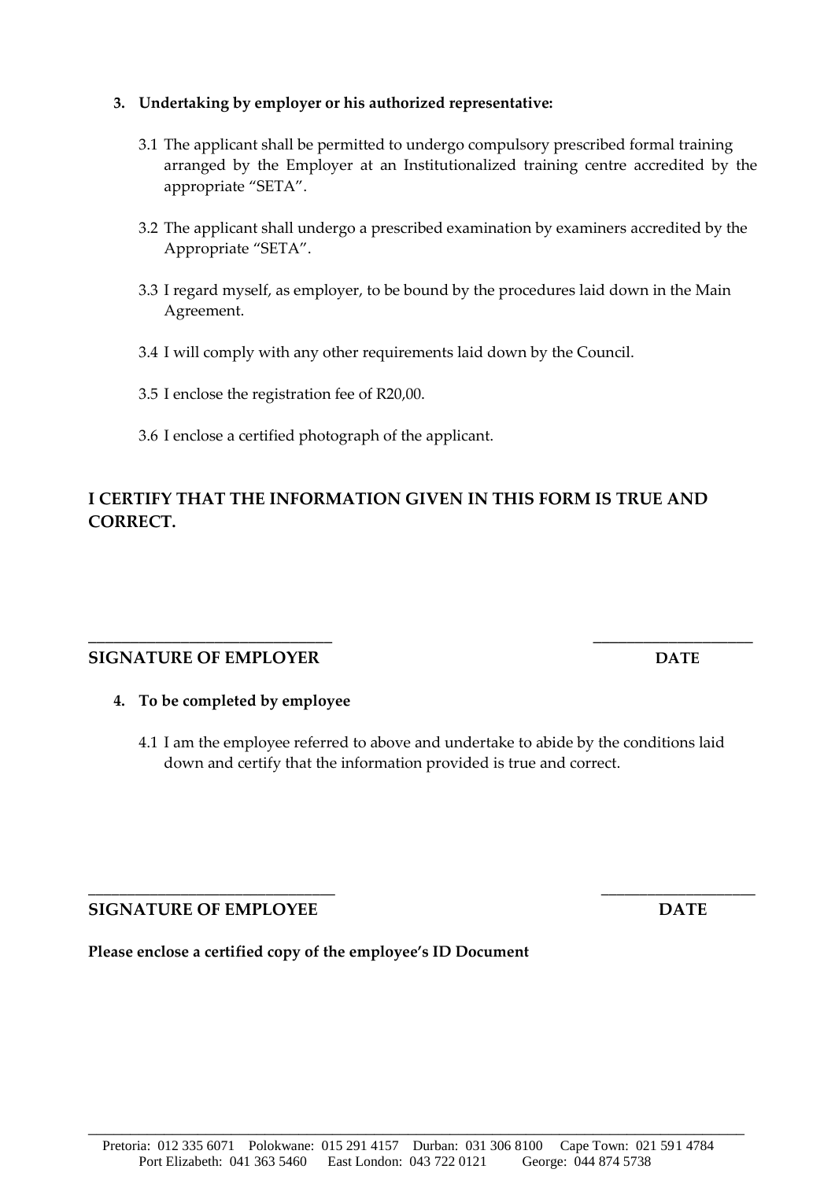**3. Undertaking by employer or his authorized representative:**

3.1 The applicant shall be permitted to undergo compulsory prescribed formal training arranged by the Employer at an Institutionalized training centre accredited by the appropriate "SETA".

3.2 The applicant shall undergo a prescribed examination by examiners accredited by the Appropriate "SETA".

3.3 I regard myself, as employer, to be bound by the procedures laid down in the Main Agreement.

3.4 I will comply with any other requirements laid down by the Council.

3.5 I enclose the registration fee of R20,00.

3.6 I enclose a certified photograph of the applicant.

**I CERTIFY THAT THE INFORMATION GIVEN IN THIS FORM IS TRUE AND CORRECT.**

________________________________ ____________________

**SIGNATURE OF EMPLOYER** **DATE**

**4. To be completed by employee**

4.1 I am the employee referred to above and undertake to abide by the conditions laid down and certify that the information provided is true and correct.

________________________________ ____________________

**SIGNATURE OF EMPLOYEE** **DATE**

**Please enclose a certified copy of the employee's ID Document**